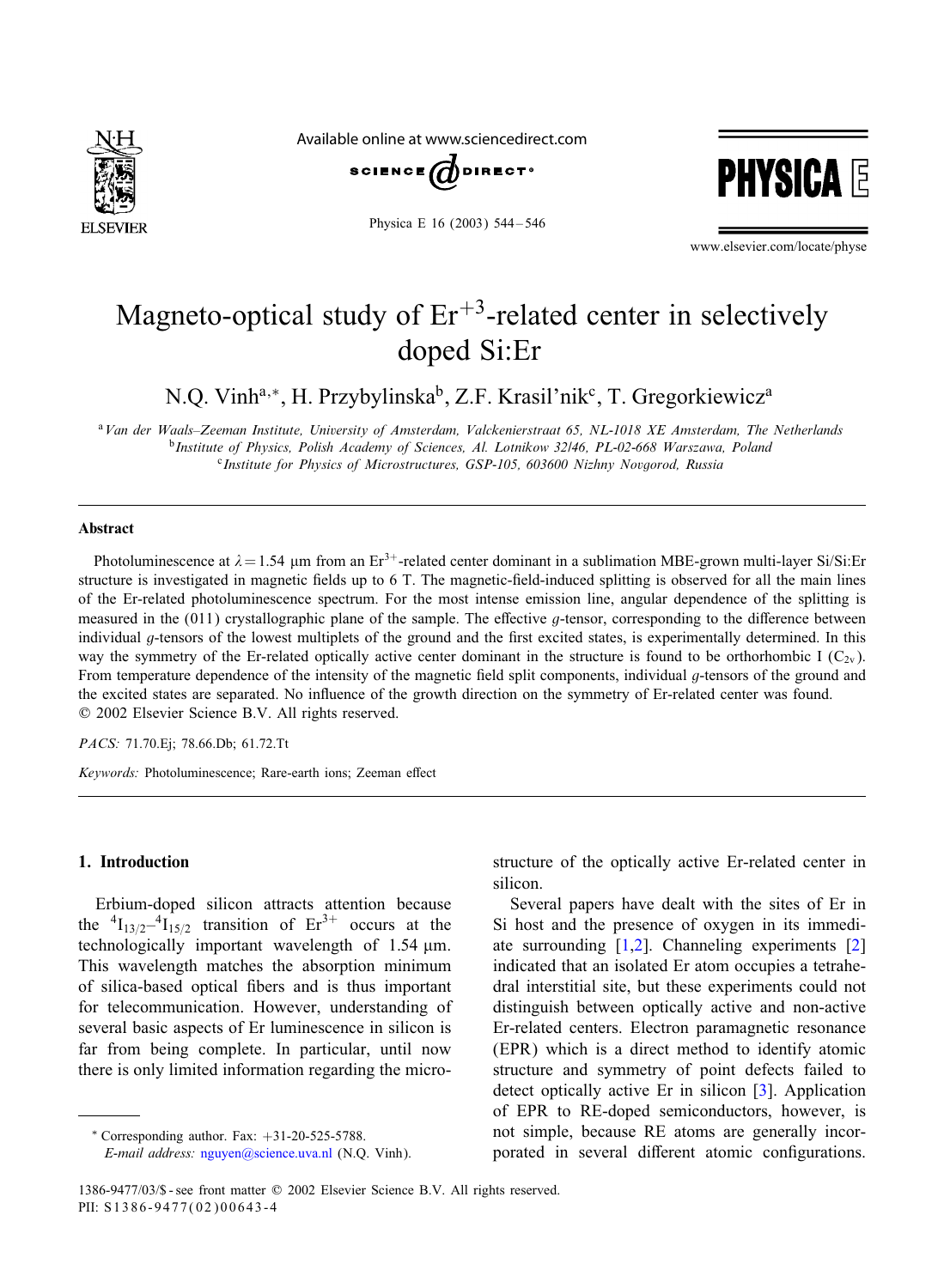# Magneto-optical study of $Er^{+3}$-related center in selectively doped Si:Er

N.Q. Vinh[a,*], H. Przybylinska[b], Z.F. Krasil'nik[c], T. Gregorkiewicz[a]

[a] *Van der Waals–Zeeman Institute, University of Amsterdam, Valckenierstraat 65, NL-1018 XE Amsterdam, The Netherlands*
[b] *Institute of Physics, Polish Academy of Sciences, Al. Lotnikow 32/46, PL-02-668 Warszawa, Poland*
[c] *Institute for Physics of Microstructures, GSP-105, 603600 Nizhny Novgorod, Russia*

## Abstract

Photoluminescence at $\lambda = 1.54$ μm from an $Er^{3+}$-related center dominant in a sublimation MBE-grown multi-layer Si/Si:Er structure is investigated in magnetic fields up to 6 T. The magnetic-field-induced splitting is observed for all the main lines of the Er-related photoluminescence spectrum. For the most intense emission line, angular dependence of the splitting is measured in the (011) crystallographic plane of the sample. The effective $g$-tensor, corresponding to the difference between individual $g$-tensors of the lowest multiplets of the ground and the first excited states, is experimentally determined. In this way the symmetry of the Er-related optically active center dominant in the structure is found to be orthorhombic I ($C_{2v}$). From temperature dependence of the intensity of the magnetic field split components, individual $g$-tensors of the ground and the excited states are separated. No influence of the growth direction on the symmetry of Er-related center was found.
© 2002 Elsevier Science B.V. All rights reserved.

*PACS:* 71.70.Ej; 78.66.Db; 61.72.Tt

*Keywords:* Photoluminescence; Rare-earth ions; Zeeman effect

## 1. Introduction

Erbium-doped silicon attracts attention because the $^4I_{13/2}$–$^4I_{15/2}$ transition of $Er^{3+}$ occurs at the technologically important wavelength of 1.54 μm. This wavelength matches the absorption minimum of silica-based optical fibers and is thus important for telecommunication. However, understanding of several basic aspects of Er luminescence in silicon is far from being complete. In particular, until now there is only limited information regarding the microstructure of the optically active Er-related center in silicon.

Several papers have dealt with the sites of Er in Si host and the presence of oxygen in its immediate surrounding [1,2]. Channeling experiments [2] indicated that an isolated Er atom occupies a tetrahedral interstitial site, but these experiments could not distinguish between optically active and non-active Er-related centers. Electron paramagnetic resonance (EPR) which is a direct method to identify atomic structure and symmetry of point defects failed to detect optically active Er in silicon [3]. Application of EPR to RE-doped semiconductors, however, is not simple, because RE atoms are generally incorporated in several different atomic configurations.

* Corresponding author. Fax: +31-20-525-5788.
*E-mail address:* nguyen@science.uva.nl (N.Q. Vinh).

1386-9477/03/$ - see front matter © 2002 Elsevier Science B.V. All rights reserved.
PII: S1386-9477(02)00643-4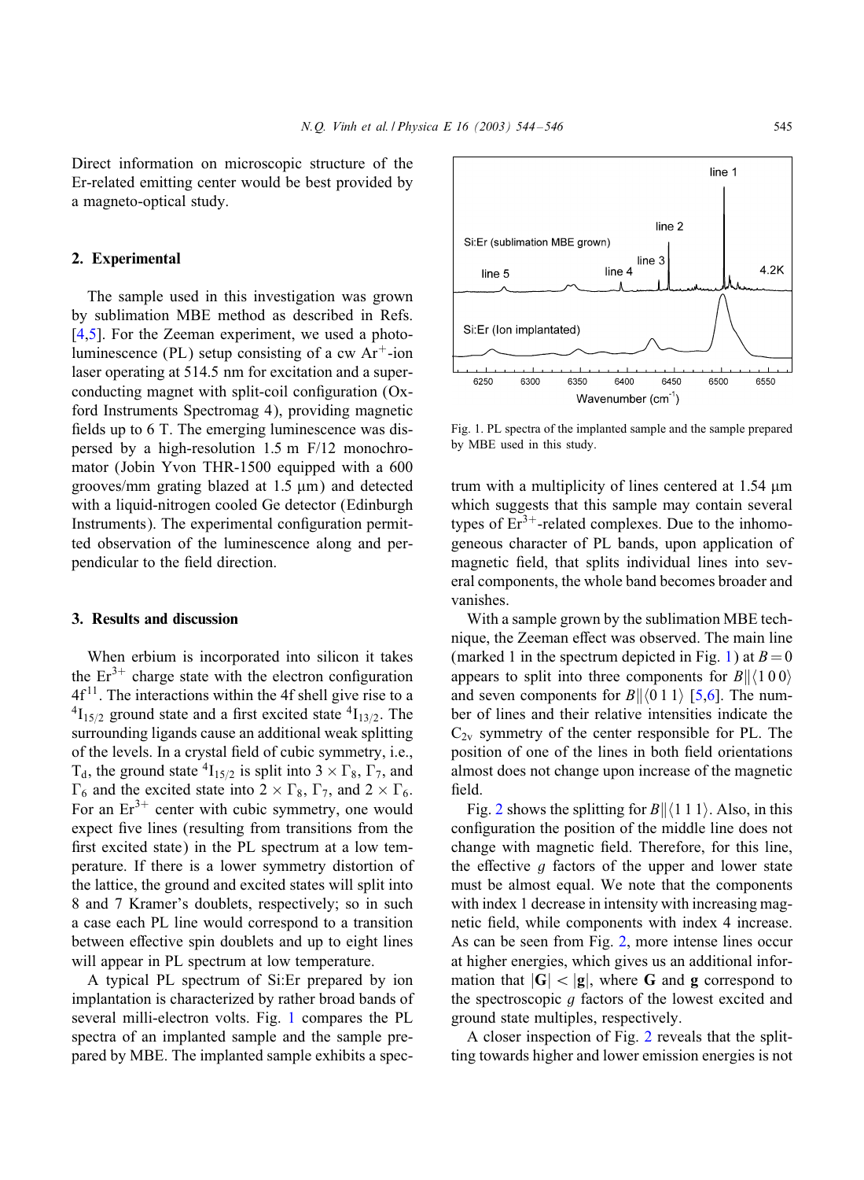Direct information on microscopic structure of the Er-related emitting center would be best provided by a magneto-optical study.

## 2. Experimental

The sample used in this investigation was grown by sublimation MBE method as described in Refs. [4,5]. For the Zeeman experiment, we used a photoluminescence (PL) setup consisting of a cw $Ar^{+}$-ion laser operating at 514.5 nm for excitation and a superconducting magnet with split-coil configuration (Oxford Instruments Spectromag 4), providing magnetic fields up to 6 T. The emerging luminescence was dispersed by a high-resolution 1.5 m F/12 monochromator (Jobin Yvon THR-1500 equipped with a 600 grooves/mm grating blazed at 1.5 μm) and detected with a liquid-nitrogen cooled Ge detector (Edinburgh Instruments). The experimental configuration permitted observation of the luminescence along and perpendicular to the field direction.

## 3. Results and discussion

When erbium is incorporated into silicon it takes the $Er^{3+}$ charge state with the electron configuration $4f^{11}$. The interactions within the 4f shell give rise to a $^4I_{15/2}$ ground state and a first excited state $^4I_{13/2}$. The surrounding ligands cause an additional weak splitting of the levels. In a crystal field of cubic symmetry, i.e., $T_d$, the ground state $^4I_{15/2}$ is split into $3 \times \Gamma_8$, $\Gamma_7$, and $\Gamma_6$ and the excited state into $2 \times \Gamma_8$, $\Gamma_7$, and $2 \times \Gamma_6$. For an $Er^{3+}$ center with cubic symmetry, one would expect five lines (resulting from transitions from the first excited state) in the PL spectrum at a low temperature. If there is a lower symmetry distortion of the lattice, the ground and excited states will split into 8 and 7 Kramer's doublets, respectively; so in such a case each PL line would correspond to a transition between effective spin doublets and up to eight lines will appear in PL spectrum at low temperature.

A typical PL spectrum of Si:Er prepared by ion implantation is characterized by rather broad bands of several milli-electron volts. Fig. 1 compares the PL spectra of an implanted sample and the sample prepared by MBE. The implanted sample exhibits a spectrum with a multiplicity of lines centered at 1.54 μm which suggests that this sample may contain several types of $Er^{3+}$-related complexes. Due to the inhomogeneous character of PL bands, upon application of magnetic field, that splits individual lines into several components, the whole band becomes broader and vanishes.

Fig. 1. PL spectra of the implanted sample and the sample prepared by MBE used in this study.

With a sample grown by the sublimation MBE technique, the Zeeman effect was observed. The main line (marked 1 in the spectrum depicted in Fig. 1) at $B = 0$ appears to split into three components for $B \| \langle 1\,0\,0 \rangle$ and seven components for $B \| \langle 0\,1\,1 \rangle$ [5,6]. The number of lines and their relative intensities indicate the $C_{2v}$ symmetry of the center responsible for PL. The position of one of the lines in both field orientations almost does not change upon increase of the magnetic field.

Fig. 2 shows the splitting for $B \| \langle 1\,1\,1 \rangle$. Also, in this configuration the position of the middle line does not change with magnetic field. Therefore, for this line, the effective $g$ factors of the upper and lower state must be almost equal. We note that the components with index 1 decrease in intensity with increasing magnetic field, while components with index 4 increase. As can be seen from Fig. 2, more intense lines occur at higher energies, which gives us an additional information that $|\mathbf{G}| < |\mathbf{g}|$, where $\mathbf{G}$ and $\mathbf{g}$ correspond to the spectroscopic $g$ factors of the lowest excited and ground state multiples, respectively.

A closer inspection of Fig. 2 reveals that the splitting towards higher and lower emission energies is not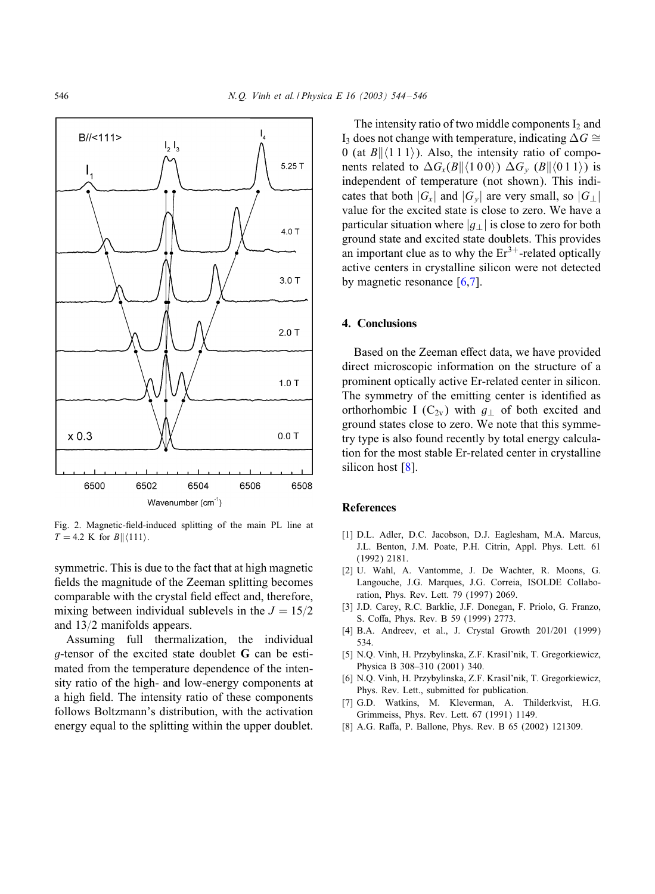B//<111>

I1 I2 I3 I4

5.25 T

4.0 T

3.0 T

2.0 T

1.0 T

x 0.3

0.0 T

6500 6502 6504 6506 6508

Wavenumber (cm$^{-1}$)

Fig. 2. Magnetic-field-induced splitting of the main PL line at $T = 4.2$ K for $B \| \langle 111 \rangle$.

symmetric. This is due to the fact that at high magnetic fields the magnitude of the Zeeman splitting becomes comparable with the crystal field effect and, therefore, mixing between individual sublevels in the $J = 15/2$ and $13/2$ manifolds appears.

Assuming full thermalization, the individual $g$-tensor of the excited state doublet $\mathbf{G}$ can be estimated from the temperature dependence of the intensity ratio of the high- and low-energy components at a high field. The intensity ratio of these components follows Boltzmann's distribution, with the activation energy equal to the splitting within the upper doublet.

The intensity ratio of two middle components $I_2$ and $I_3$ does not change with temperature, indicating $\Delta G \cong 0$ (at $B \| \langle 1\,1\,1 \rangle$). Also, the intensity ratio of components related to $\Delta G_x (B \| \langle 1\,0\,0 \rangle)$ $\Delta G_y$ $(B \| \langle 0\,1\,1 \rangle)$ is independent of temperature (not shown). This indicates that both $|G_x|$ and $|G_y|$ are very small, so $|G_\perp|$ value for the excited state is close to zero. We have a particular situation where $|g_\perp|$ is close to zero for both ground state and excited state doublets. This provides an important clue as to why the $Er^{3+}$-related optically active centers in crystalline silicon were not detected by magnetic resonance [6,7].

## 4. Conclusions

Based on the Zeeman effect data, we have provided direct microscopic information on the structure of a prominent optically active Er-related center in silicon. The symmetry of the emitting center is identified as orthorhombic I ($C_{2v}$) with $g_\perp$ of both excited and ground states close to zero. We note that this symmetry type is also found recently by total energy calculation for the most stable Er-related center in crystalline silicon host [8].

## References

[1] D.L. Adler, D.C. Jacobson, D.J. Eaglesham, M.A. Marcus, J.L. Benton, J.M. Poate, P.H. Citrin, Appl. Phys. Lett. 61 (1992) 2181.

[2] U. Wahl, A. Vantomme, J. De Wachter, R. Moons, G. Langouche, J.G. Marques, J.G. Correia, ISOLDE Collaboration, Phys. Rev. Lett. 79 (1997) 2069.

[3] J.D. Carey, R.C. Barklie, J.F. Donegan, F. Priolo, G. Franzo, S. Coffa, Phys. Rev. B 59 (1999) 2773.

[4] B.A. Andreev, et al., J. Crystal Growth 201/201 (1999) 534.

[5] N.Q. Vinh, H. Przybylinska, Z.F. Krasil'nik, T. Gregorkiewicz, Physica B 308–310 (2001) 340.

[6] N.Q. Vinh, H. Przybylinska, Z.F. Krasil'nik, T. Gregorkiewicz, Phys. Rev. Lett., submitted for publication.

[7] G.D. Watkins, M. Kleverman, A. Thilderkvist, H.G. Grimmeiss, Phys. Rev. Lett. 67 (1991) 1149.

[8] A.G. Raffa, P. Ballone, Phys. Rev. B 65 (2002) 121309.